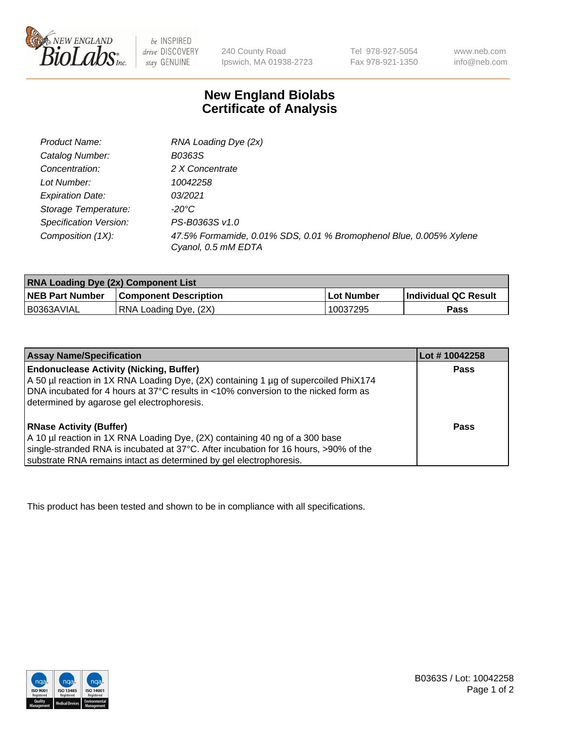240 County Road
Ipswich, MA 01938-2723

Tel 978-927-5054
Fax 978-921-1350

www.neb.com
info@neb.com

# New England Biolabs
# Certificate of Analysis

| | |
|---|---|
| *Product Name:* | *RNA Loading Dye (2x)* |
| *Catalog Number:* | *B0363S* |
| *Concentration:* | *2 X Concentrate* |
| *Lot Number:* | *10042258* |
| *Expiration Date:* | *03/2021* |
| *Storage Temperature:* | *-20°C* |
| *Specification Version:* | *PS-B0363S v1.0* |
| *Composition (1X):* | *47.5% Formamide, 0.01% SDS, 0.01 % Bromophenol Blue, 0.005% Xylene Cyanol, 0.5 mM EDTA* |

| **RNA Loading Dye (2x) Component List** | | | |
|---|---|---|---|
| **NEB Part Number** | **Component Description** | **Lot Number** | **Individual QC Result** |
| B0363AVIAL | RNA Loading Dye, (2X) | 10037295 | **Pass** |

| **Assay Name/Specification** | **Lot # 10042258** |
|---|---|
| **Endonuclease Activity (Nicking, Buffer)**<br>A 50 µl reaction in 1X RNA Loading Dye, (2X) containing 1 µg of supercoiled PhiX174 DNA incubated for 4 hours at 37°C results in <10% conversion to the nicked form as determined by agarose gel electrophoresis. | **Pass** |
| **RNase Activity (Buffer)**<br>A 10 µl reaction in 1X RNA Loading Dye, (2X) containing 40 ng of a 300 base single-stranded RNA is incubated at 37°C. After incubation for 16 hours, >90% of the substrate RNA remains intact as determined by gel electrophoresis. | **Pass** |

This product has been tested and shown to be in compliance with all specifications.

B0363S / Lot: 10042258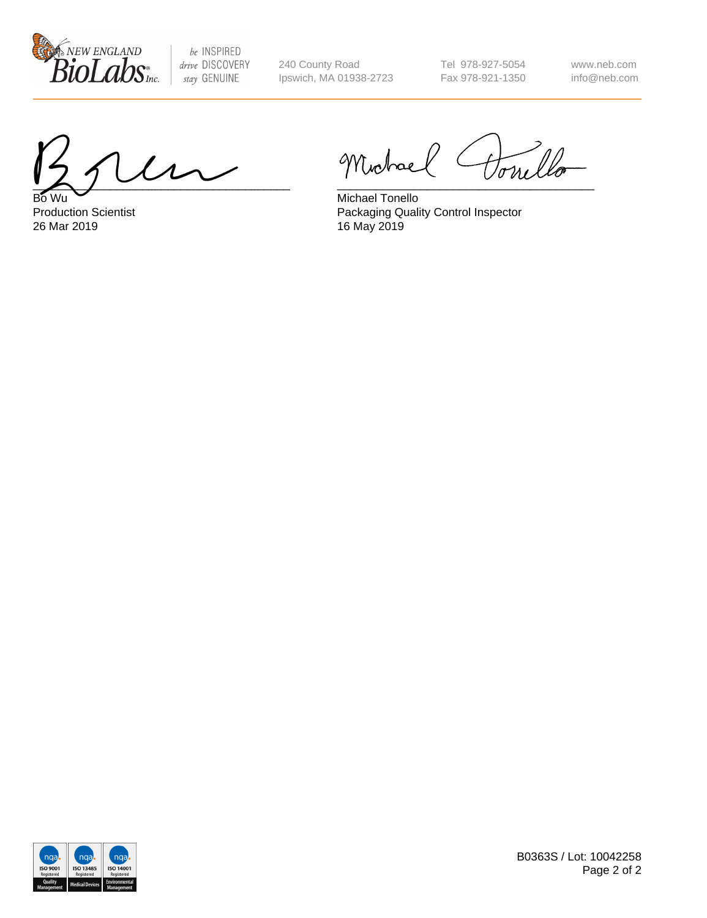Bo Wu
Production Scientist
26 Mar 2019

Michael Tonello
Packaging Quality Control Inspector
16 May 2019